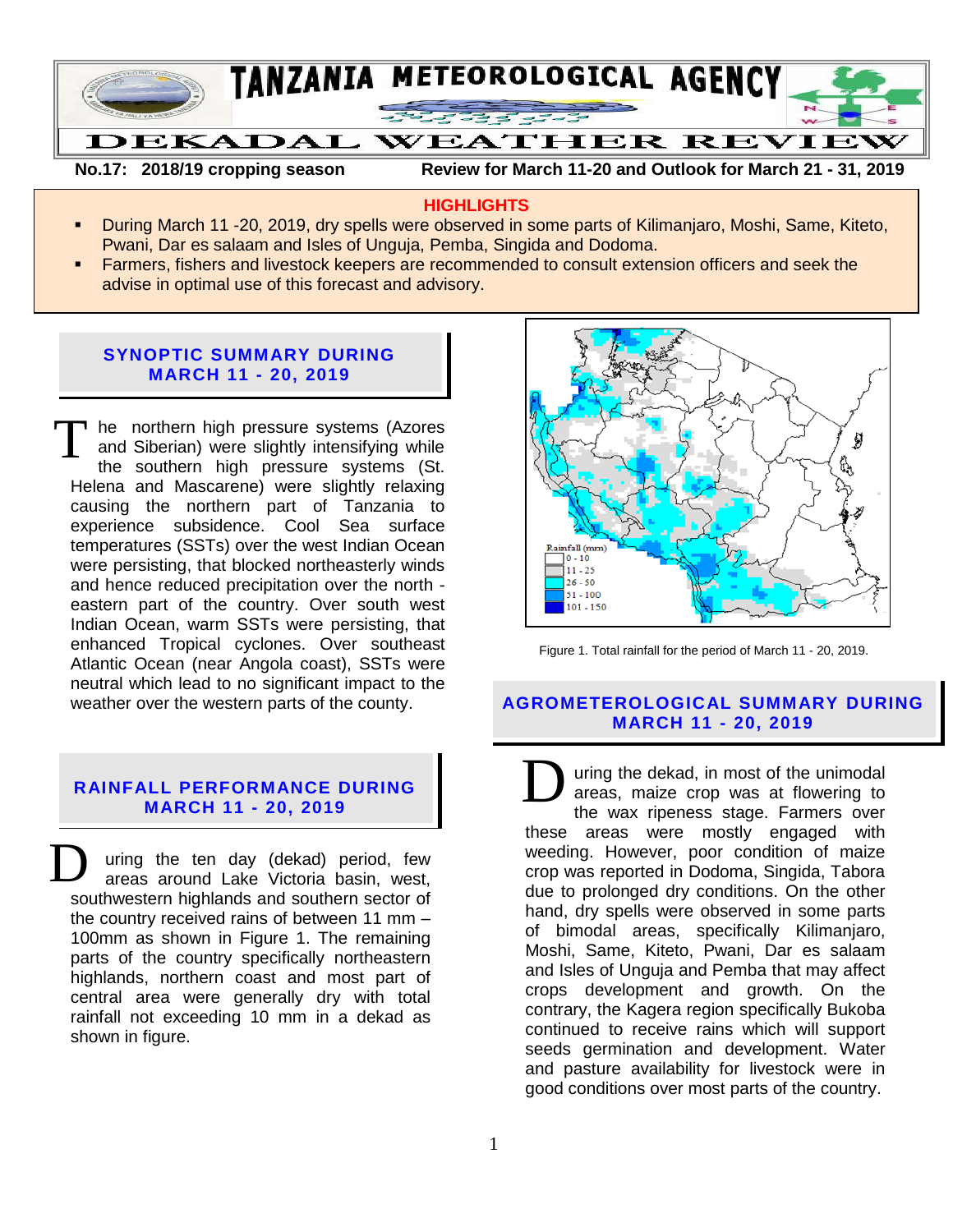# TANZANIA METEOROLOGICAL AGENCY

## DEKADAL WEATHER REVIEW

**No.17: 2018/19 cropping season** **Review for March 11-20 and Outlook for March 21 - 31, 2019**

### HIGHLIGHTS

- During March 11 -20, 2019, dry spells were observed in some parts of Kilimanjaro, Moshi, Same, Kiteto, Pwani, Dar es salaam and Isles of Unguja, Pemba, Singida and Dodoma.
- Farmers, fishers and livestock keepers are recommended to consult extension officers and seek the advise in optimal use of this forecast and advisory.

## SYNOPTIC SUMMARY DURING MARCH 11 - 20, 2019

The northern high pressure systems (Azores and Siberian) were slightly intensifying while the southern high pressure systems (St. Helena and Mascarene) were slightly relaxing causing the northern part of Tanzania to experience subsidence. Cool Sea surface temperatures (SSTs) over the west Indian Ocean were persisting, that blocked northeasterly winds and hence reduced precipitation over the north - eastern part of the country. Over south west Indian Ocean, warm SSTs were persisting, that enhanced Tropical cyclones. Over southeast Atlantic Ocean (near Angola coast), SSTs were neutral which lead to no significant impact to the weather over the western parts of the county.

## RAINFALL PERFORMANCE DURING MARCH 11 - 20, 2019

During the ten day (dekad) period, few areas around Lake Victoria basin, west, southwestern highlands and southern sector of the country received rains of between 11 mm – 100mm as shown in Figure 1. The remaining parts of the country specifically northeastern highlands, northern coast and most part of central area were generally dry with total rainfall not exceeding 10 mm in a dekad as shown in figure.

Rainfall (mm)
0 - 10
11 - 25
26 - 50
51 - 100
101 - 150

Figure 1. Total rainfall for the period of March 11 - 20, 2019.

## AGROMETEROLOGICAL SUMMARY DURING MARCH 11 - 20, 2019

During the dekad, in most of the unimodal areas, maize crop was at flowering to the wax ripeness stage. Farmers over these areas were mostly engaged with weeding. However, poor condition of maize crop was reported in Dodoma, Singida, Tabora due to prolonged dry conditions. On the other hand, dry spells were observed in some parts of bimodal areas, specifically Kilimanjaro, Moshi, Same, Kiteto, Pwani, Dar es salaam and Isles of Unguja and Pemba that may affect crops development and growth. On the contrary, the Kagera region specifically Bukoba continued to receive rains which will support seeds germination and development. Water and pasture availability for livestock were in good conditions over most parts of the country.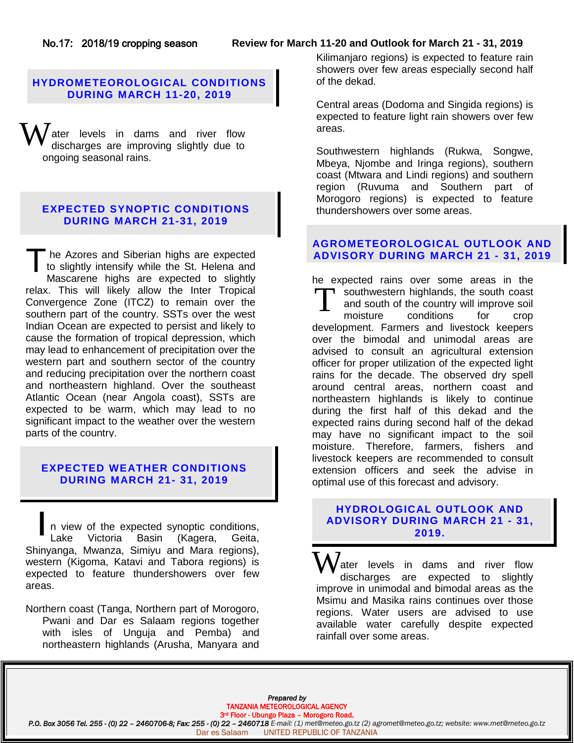No.17: 2018/19 cropping season Review for March 11-20 and Outlook for March 21 - 31, 2019

## HYDROMETEOROLOGICAL CONDITIONS DURING MARCH 11-20, 2019

Water levels in dams and river flow discharges are improving slightly due to ongoing seasonal rains.

## EXPECTED SYNOPTIC CONDITIONS DURING MARCH 21-31, 2019

The Azores and Siberian highs are expected to slightly intensify while the St. Helena and Mascarene highs are expected to slightly relax. This will likely allow the Inter Tropical Convergence Zone (ITCZ) to remain over the southern part of the country. SSTs over the west Indian Ocean are expected to persist and likely to cause the formation of tropical depression, which may lead to enhancement of precipitation over the western part and southern sector of the country and reducing precipitation over the northern coast and northeastern highland. Over the southeast Atlantic Ocean (near Angola coast), SSTs are expected to be warm, which may lead to no significant impact to the weather over the western parts of the country.

## EXPECTED WEATHER CONDITIONS DURING MARCH 21- 31, 2019

In view of the expected synoptic conditions, Lake Victoria Basin (Kagera, Geita, Shinyanga, Mwanza, Simiyu and Mara regions), western (Kigoma, Katavi and Tabora regions) is expected to feature thundershowers over few areas.

Northern coast (Tanga, Northern part of Morogoro, Pwani and Dar es Salaam regions together with isles of Unguja and Pemba) and northeastern highlands (Arusha, Manyara and Kilimanjaro regions) is expected to feature rain showers over few areas especially second half of the dekad.

Central areas (Dodoma and Singida regions) is expected to feature light rain showers over few areas.

Southwestern highlands (Rukwa, Songwe, Mbeya, Njombe and Iringa regions), southern coast (Mtwara and Lindi regions) and southern region (Ruvuma and Southern part of Morogoro regions) is expected to feature thundershowers over some areas.

## AGROMETEOROLOGICAL OUTLOOK AND ADVISORY DURING MARCH 21 - 31, 2019

The expected rains over some areas in the southwestern highlands, the south coast and south of the country will improve soil moisture conditions for crop development. Farmers and livestock keepers over the bimodal and unimodal areas are advised to consult an agricultural extension officer for proper utilization of the expected light rains for the decade. The observed dry spell around central areas, northern coast and northeastern highlands is likely to continue during the first half of this dekad and the expected rains during second half of the dekad may have no significant impact to the soil moisture. Therefore, farmers, fishers and livestock keepers are recommended to consult extension officers and seek the advise in optimal use of this forecast and advisory.

## HYDROLOGICAL OUTLOOK AND ADVISORY DURING MARCH 21 - 31, 2019.

Water levels in dams and river flow discharges are expected to slightly improve in unimodal and bimodal areas as the Msimu and Masika rains continues over those regions. Water users are advised to use available water carefully despite expected rainfall over some areas.

*Prepared by*
TANZANIA METEOROLOGICAL AGENCY
3rd Floor - Ubungo Plaza – Morogoro Road.
*P.O. Box 3056 Tel. 255 - (0) 22 – 2460706-8; Fax: 255 - (0) 22 – 2460718 E-mail: (1) met@meteo.go.tz (2) agromet@meteo.go.tz; website: www.met@meteo.go.tz*
Dar es Salaam UNITED REPUBLIC OF TANZANIA